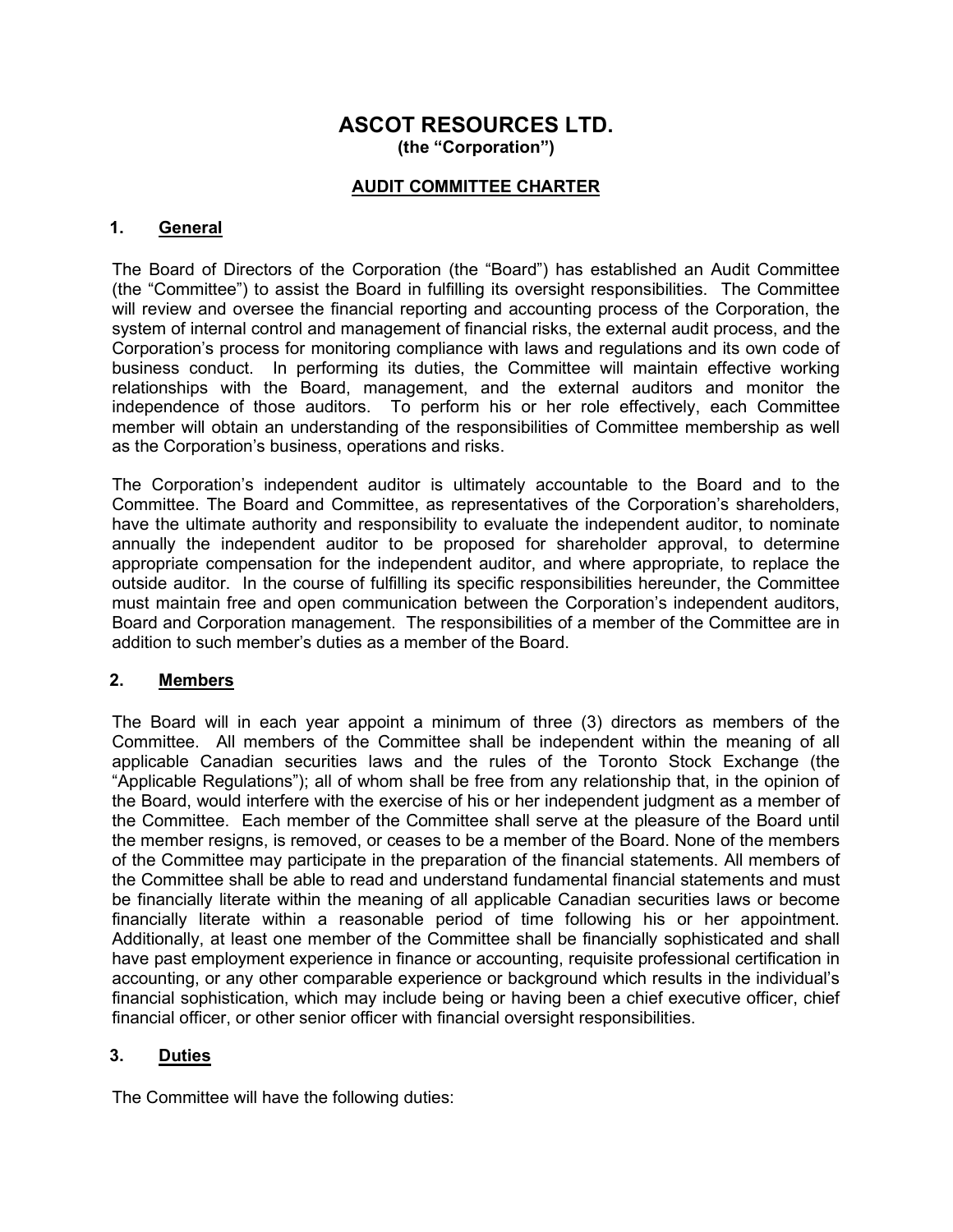# ASCOT RESOURCES LTD.

**(the "Corporation")**

## AUDIT COMMITTEE CHARTER

### 1. General

The Board of Directors of the Corporation (the "Board") has established an Audit Committee (the "Committee") to assist the Board in fulfilling its oversight responsibilities. The Committee will review and oversee the financial reporting and accounting process of the Corporation, the system of internal control and management of financial risks, the external audit process, and the Corporation's process for monitoring compliance with laws and regulations and its own code of business conduct. In performing its duties, the Committee will maintain effective working relationships with the Board, management, and the external auditors and monitor the independence of those auditors. To perform his or her role effectively, each Committee member will obtain an understanding of the responsibilities of Committee membership as well as the Corporation's business, operations and risks.

The Corporation's independent auditor is ultimately accountable to the Board and to the Committee. The Board and Committee, as representatives of the Corporation's shareholders, have the ultimate authority and responsibility to evaluate the independent auditor, to nominate annually the independent auditor to be proposed for shareholder approval, to determine appropriate compensation for the independent auditor, and where appropriate, to replace the outside auditor. In the course of fulfilling its specific responsibilities hereunder, the Committee must maintain free and open communication between the Corporation's independent auditors, Board and Corporation management. The responsibilities of a member of the Committee are in addition to such member's duties as a member of the Board.

### 2. Members

The Board will in each year appoint a minimum of three (3) directors as members of the Committee. All members of the Committee shall be independent within the meaning of all applicable Canadian securities laws and the rules of the Toronto Stock Exchange (the "Applicable Regulations"); all of whom shall be free from any relationship that, in the opinion of the Board, would interfere with the exercise of his or her independent judgment as a member of the Committee. Each member of the Committee shall serve at the pleasure of the Board until the member resigns, is removed, or ceases to be a member of the Board. None of the members of the Committee may participate in the preparation of the financial statements. All members of the Committee shall be able to read and understand fundamental financial statements and must be financially literate within the meaning of all applicable Canadian securities laws or become financially literate within a reasonable period of time following his or her appointment. Additionally, at least one member of the Committee shall be financially sophisticated and shall have past employment experience in finance or accounting, requisite professional certification in accounting, or any other comparable experience or background which results in the individual's financial sophistication, which may include being or having been a chief executive officer, chief financial officer, or other senior officer with financial oversight responsibilities.

### 3. Duties

The Committee will have the following duties: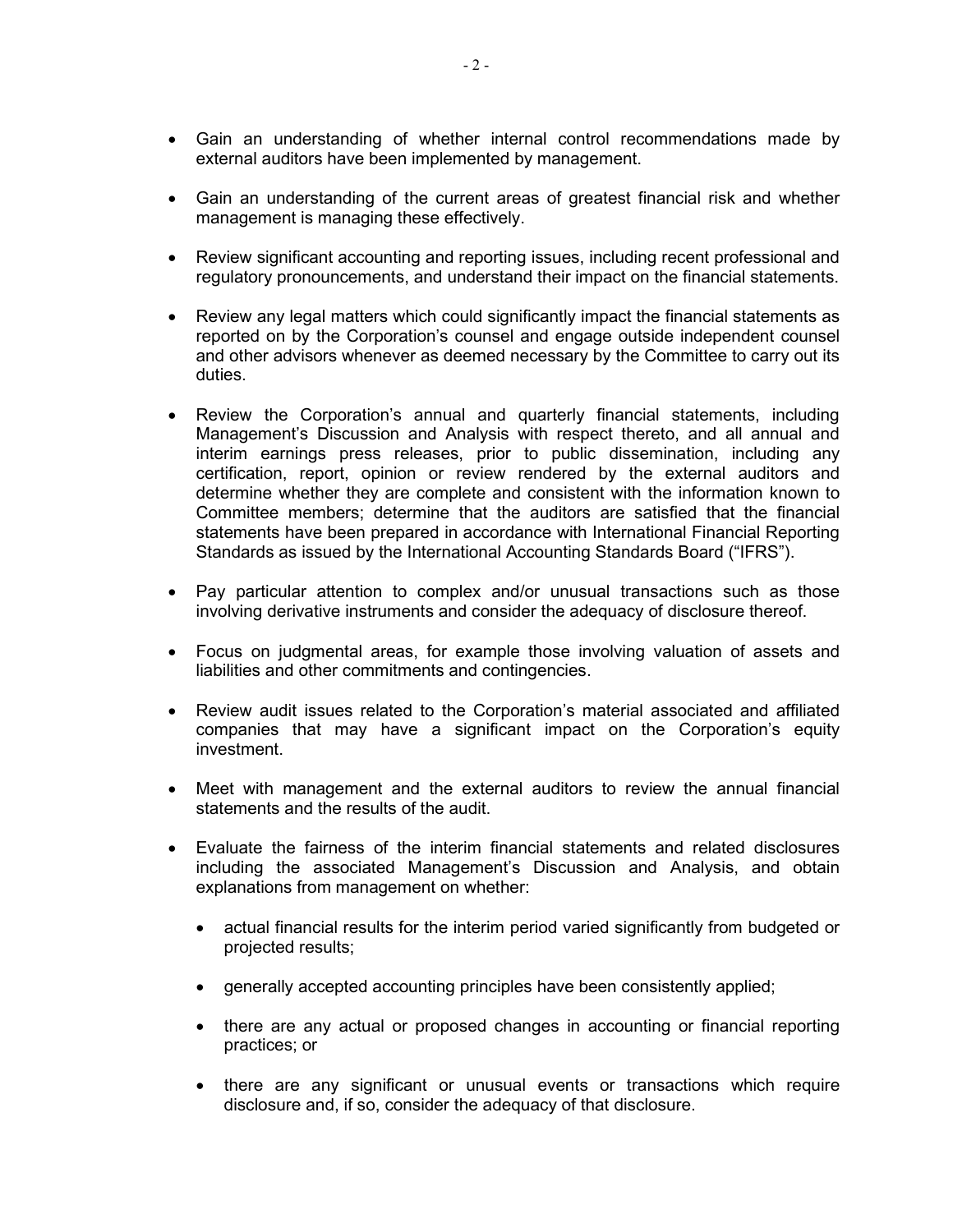- Gain an understanding of whether internal control recommendations made by external auditors have been implemented by management.

- Gain an understanding of the current areas of greatest financial risk and whether management is managing these effectively.

- Review significant accounting and reporting issues, including recent professional and regulatory pronouncements, and understand their impact on the financial statements.

- Review any legal matters which could significantly impact the financial statements as reported on by the Corporation's counsel and engage outside independent counsel and other advisors whenever as deemed necessary by the Committee to carry out its duties.

- Review the Corporation's annual and quarterly financial statements, including Management's Discussion and Analysis with respect thereto, and all annual and interim earnings press releases, prior to public dissemination, including any certification, report, opinion or review rendered by the external auditors and determine whether they are complete and consistent with the information known to Committee members; determine that the auditors are satisfied that the financial statements have been prepared in accordance with International Financial Reporting Standards as issued by the International Accounting Standards Board ("IFRS").

- Pay particular attention to complex and/or unusual transactions such as those involving derivative instruments and consider the adequacy of disclosure thereof.

- Focus on judgmental areas, for example those involving valuation of assets and liabilities and other commitments and contingencies.

- Review audit issues related to the Corporation's material associated and affiliated companies that may have a significant impact on the Corporation's equity investment.

- Meet with management and the external auditors to review the annual financial statements and the results of the audit.

- Evaluate the fairness of the interim financial statements and related disclosures including the associated Management's Discussion and Analysis, and obtain explanations from management on whether:

  - actual financial results for the interim period varied significantly from budgeted or projected results;

  - generally accepted accounting principles have been consistently applied;

  - there are any actual or proposed changes in accounting or financial reporting practices; or

  - there are any significant or unusual events or transactions which require disclosure and, if so, consider the adequacy of that disclosure.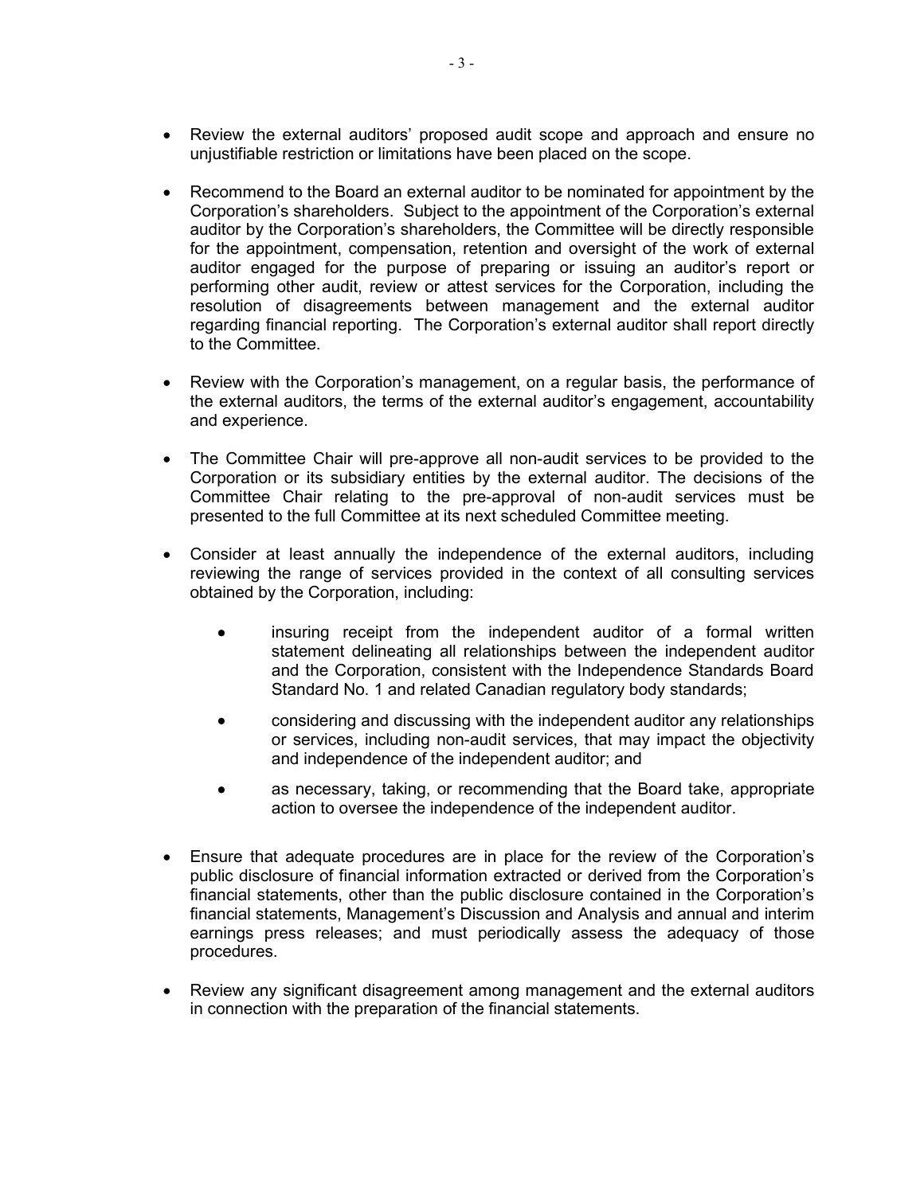- Review the external auditors' proposed audit scope and approach and ensure no unjustifiable restriction or limitations have been placed on the scope.

- Recommend to the Board an external auditor to be nominated for appointment by the Corporation's shareholders. Subject to the appointment of the Corporation's external auditor by the Corporation's shareholders, the Committee will be directly responsible for the appointment, compensation, retention and oversight of the work of external auditor engaged for the purpose of preparing or issuing an auditor's report or performing other audit, review or attest services for the Corporation, including the resolution of disagreements between management and the external auditor regarding financial reporting. The Corporation's external auditor shall report directly to the Committee.

- Review with the Corporation's management, on a regular basis, the performance of the external auditors, the terms of the external auditor's engagement, accountability and experience.

- The Committee Chair will pre-approve all non-audit services to be provided to the Corporation or its subsidiary entities by the external auditor. The decisions of the Committee Chair relating to the pre-approval of non-audit services must be presented to the full Committee at its next scheduled Committee meeting.

- Consider at least annually the independence of the external auditors, including reviewing the range of services provided in the context of all consulting services obtained by the Corporation, including:

  - insuring receipt from the independent auditor of a formal written statement delineating all relationships between the independent auditor and the Corporation, consistent with the Independence Standards Board Standard No. 1 and related Canadian regulatory body standards;

  - considering and discussing with the independent auditor any relationships or services, including non-audit services, that may impact the objectivity and independence of the independent auditor; and

  - as necessary, taking, or recommending that the Board take, appropriate action to oversee the independence of the independent auditor.

- Ensure that adequate procedures are in place for the review of the Corporation's public disclosure of financial information extracted or derived from the Corporation's financial statements, other than the public disclosure contained in the Corporation's financial statements, Management's Discussion and Analysis and annual and interim earnings press releases; and must periodically assess the adequacy of those procedures.

- Review any significant disagreement among management and the external auditors in connection with the preparation of the financial statements.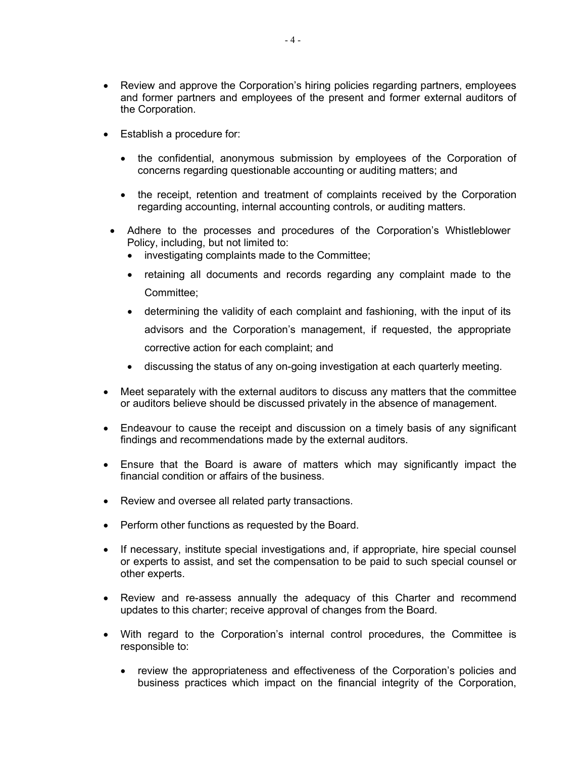- Review and approve the Corporation's hiring policies regarding partners, employees and former partners and employees of the present and former external auditors of the Corporation.
- Establish a procedure for:
  - the confidential, anonymous submission by employees of the Corporation of concerns regarding questionable accounting or auditing matters; and
  - the receipt, retention and treatment of complaints received by the Corporation regarding accounting, internal accounting controls, or auditing matters.
- Adhere to the processes and procedures of the Corporation's Whistleblower Policy, including, but not limited to:
  - investigating complaints made to the Committee;
  - retaining all documents and records regarding any complaint made to the Committee;
  - determining the validity of each complaint and fashioning, with the input of its advisors and the Corporation's management, if requested, the appropriate corrective action for each complaint; and
  - discussing the status of any on-going investigation at each quarterly meeting.
- Meet separately with the external auditors to discuss any matters that the committee or auditors believe should be discussed privately in the absence of management.
- Endeavour to cause the receipt and discussion on a timely basis of any significant findings and recommendations made by the external auditors.
- Ensure that the Board is aware of matters which may significantly impact the financial condition or affairs of the business.
- Review and oversee all related party transactions.
- Perform other functions as requested by the Board.
- If necessary, institute special investigations and, if appropriate, hire special counsel or experts to assist, and set the compensation to be paid to such special counsel or other experts.
- Review and re-assess annually the adequacy of this Charter and recommend updates to this charter; receive approval of changes from the Board.
- With regard to the Corporation's internal control procedures, the Committee is responsible to:
  - review the appropriateness and effectiveness of the Corporation's policies and business practices which impact on the financial integrity of the Corporation,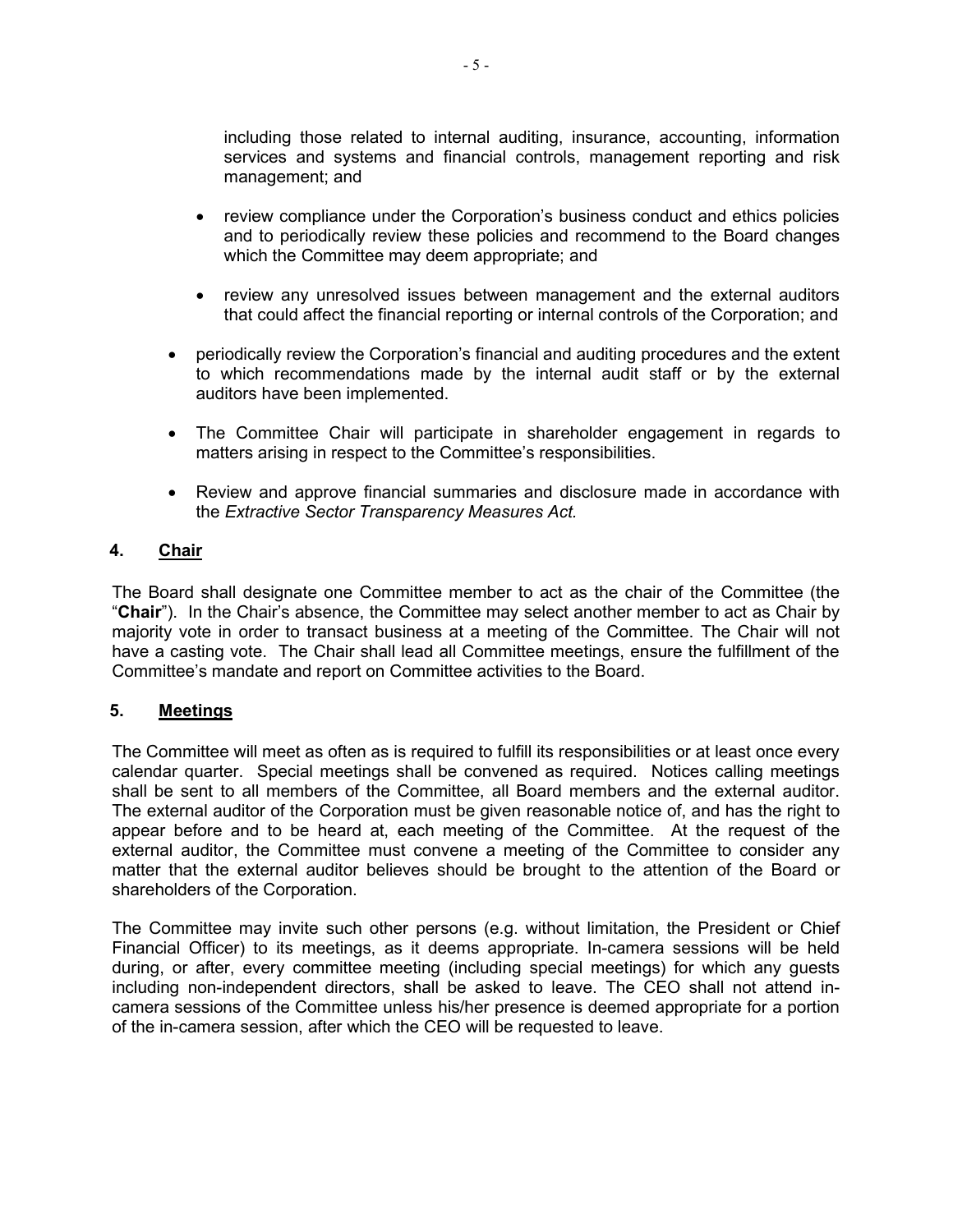including those related to internal auditing, insurance, accounting, information services and systems and financial controls, management reporting and risk management; and

  - review compliance under the Corporation's business conduct and ethics policies and to periodically review these policies and recommend to the Board changes which the Committee may deem appropriate; and

  - review any unresolved issues between management and the external auditors that could affect the financial reporting or internal controls of the Corporation; and

- periodically review the Corporation's financial and auditing procedures and the extent to which recommendations made by the internal audit staff or by the external auditors have been implemented.

- The Committee Chair will participate in shareholder engagement in regards to matters arising in respect to the Committee's responsibilities.

- Review and approve financial summaries and disclosure made in accordance with the *Extractive Sector Transparency Measures Act.*

## 4. Chair

The Board shall designate one Committee member to act as the chair of the Committee (the "**Chair**"). In the Chair's absence, the Committee may select another member to act as Chair by majority vote in order to transact business at a meeting of the Committee. The Chair will not have a casting vote. The Chair shall lead all Committee meetings, ensure the fulfillment of the Committee's mandate and report on Committee activities to the Board.

## 5. Meetings

The Committee will meet as often as is required to fulfill its responsibilities or at least once every calendar quarter. Special meetings shall be convened as required. Notices calling meetings shall be sent to all members of the Committee, all Board members and the external auditor. The external auditor of the Corporation must be given reasonable notice of, and has the right to appear before and to be heard at, each meeting of the Committee. At the request of the external auditor, the Committee must convene a meeting of the Committee to consider any matter that the external auditor believes should be brought to the attention of the Board or shareholders of the Corporation.

The Committee may invite such other persons (e.g. without limitation, the President or Chief Financial Officer) to its meetings, as it deems appropriate. In-camera sessions will be held during, or after, every committee meeting (including special meetings) for which any guests including non-independent directors, shall be asked to leave. The CEO shall not attend in-camera sessions of the Committee unless his/her presence is deemed appropriate for a portion of the in-camera session, after which the CEO will be requested to leave.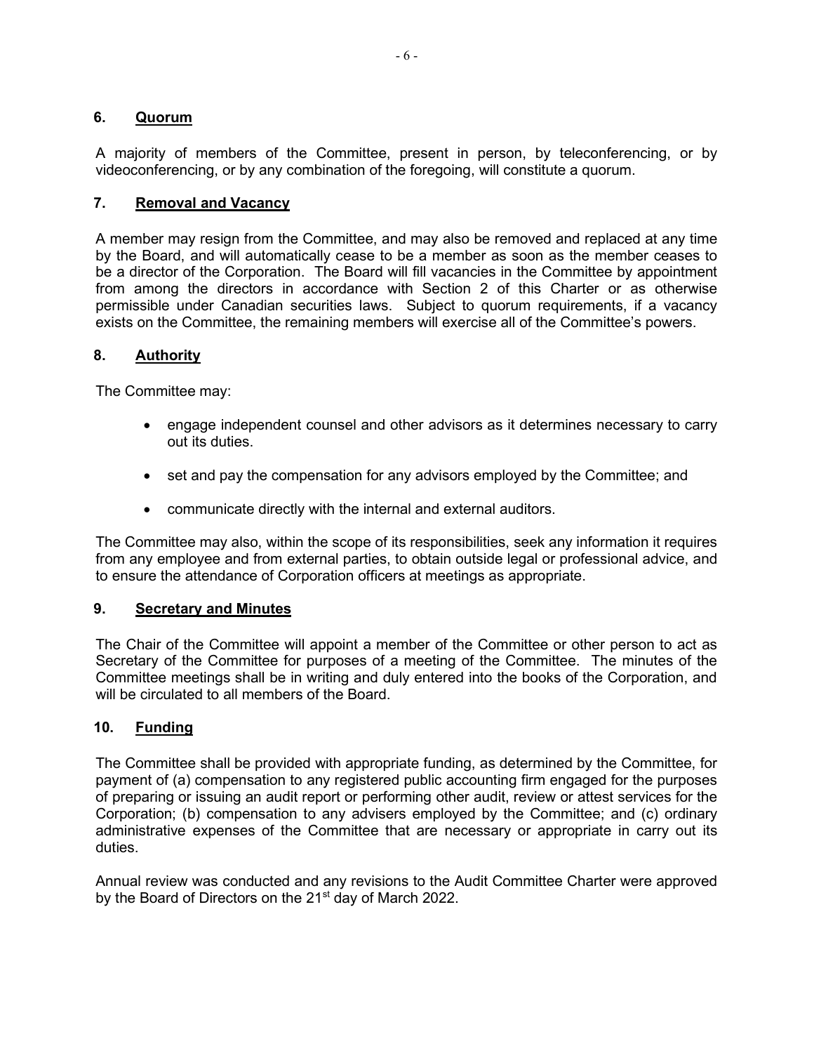## 6. Quorum

A majority of members of the Committee, present in person, by teleconferencing, or by videoconferencing, or by any combination of the foregoing, will constitute a quorum.

## 7. Removal and Vacancy

A member may resign from the Committee, and may also be removed and replaced at any time by the Board, and will automatically cease to be a member as soon as the member ceases to be a director of the Corporation. The Board will fill vacancies in the Committee by appointment from among the directors in accordance with Section 2 of this Charter or as otherwise permissible under Canadian securities laws. Subject to quorum requirements, if a vacancy exists on the Committee, the remaining members will exercise all of the Committee's powers.

## 8. Authority

The Committee may:

- engage independent counsel and other advisors as it determines necessary to carry out its duties.
- set and pay the compensation for any advisors employed by the Committee; and
- communicate directly with the internal and external auditors.

The Committee may also, within the scope of its responsibilities, seek any information it requires from any employee and from external parties, to obtain outside legal or professional advice, and to ensure the attendance of Corporation officers at meetings as appropriate.

## 9. Secretary and Minutes

The Chair of the Committee will appoint a member of the Committee or other person to act as Secretary of the Committee for purposes of a meeting of the Committee. The minutes of the Committee meetings shall be in writing and duly entered into the books of the Corporation, and will be circulated to all members of the Board.

## 10. Funding

The Committee shall be provided with appropriate funding, as determined by the Committee, for payment of (a) compensation to any registered public accounting firm engaged for the purposes of preparing or issuing an audit report or performing other audit, review or attest services for the Corporation; (b) compensation to any advisers employed by the Committee; and (c) ordinary administrative expenses of the Committee that are necessary or appropriate in carry out its duties.

Annual review was conducted and any revisions to the Audit Committee Charter were approved by the Board of Directors on the 21st day of March 2022.